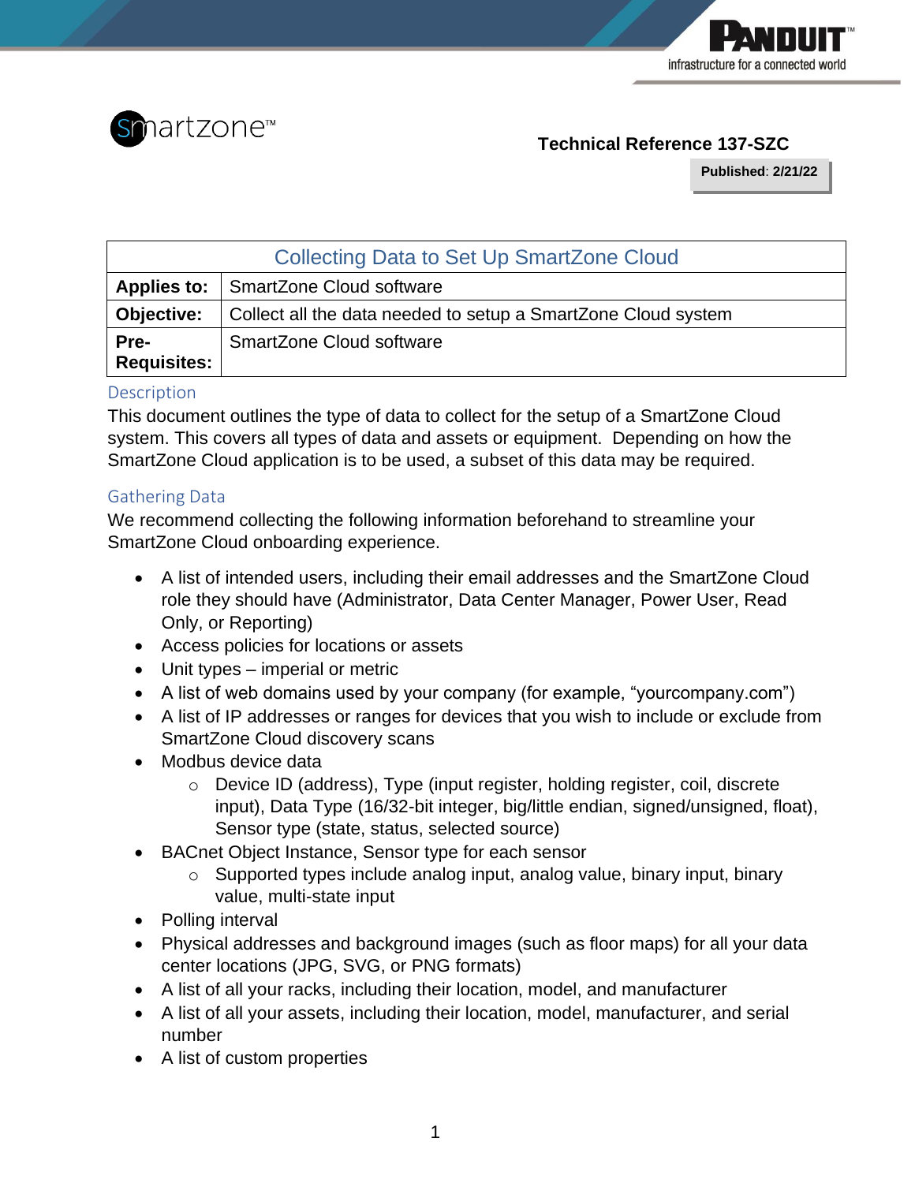smartzone™

**Technical Reference 137-SZC**

**Published**: **2/21/22**

| Collecting Data to Set Up SmartZone Cloud | |
|---|---|
| **Applies to:** | SmartZone Cloud software |
| **Objective:** | Collect all the data needed to setup a SmartZone Cloud system |
| **Pre-Requisites:** | SmartZone Cloud software |

## Description

This document outlines the type of data to collect for the setup of a SmartZone Cloud system. This covers all types of data and assets or equipment. Depending on how the SmartZone Cloud application is to be used, a subset of this data may be required.

## Gathering Data

We recommend collecting the following information beforehand to streamline your SmartZone Cloud onboarding experience.

- A list of intended users, including their email addresses and the SmartZone Cloud role they should have (Administrator, Data Center Manager, Power User, Read Only, or Reporting)
- Access policies for locations or assets
- Unit types – imperial or metric
- A list of web domains used by your company (for example, "yourcompany.com")
- A list of IP addresses or ranges for devices that you wish to include or exclude from SmartZone Cloud discovery scans
- Modbus device data
  - Device ID (address), Type (input register, holding register, coil, discrete input), Data Type (16/32-bit integer, big/little endian, signed/unsigned, float), Sensor type (state, status, selected source)
- BACnet Object Instance, Sensor type for each sensor
  - Supported types include analog input, analog value, binary input, binary value, multi-state input
- Polling interval
- Physical addresses and background images (such as floor maps) for all your data center locations (JPG, SVG, or PNG formats)
- A list of all your racks, including their location, model, and manufacturer
- A list of all your assets, including their location, model, manufacturer, and serial number
- A list of custom properties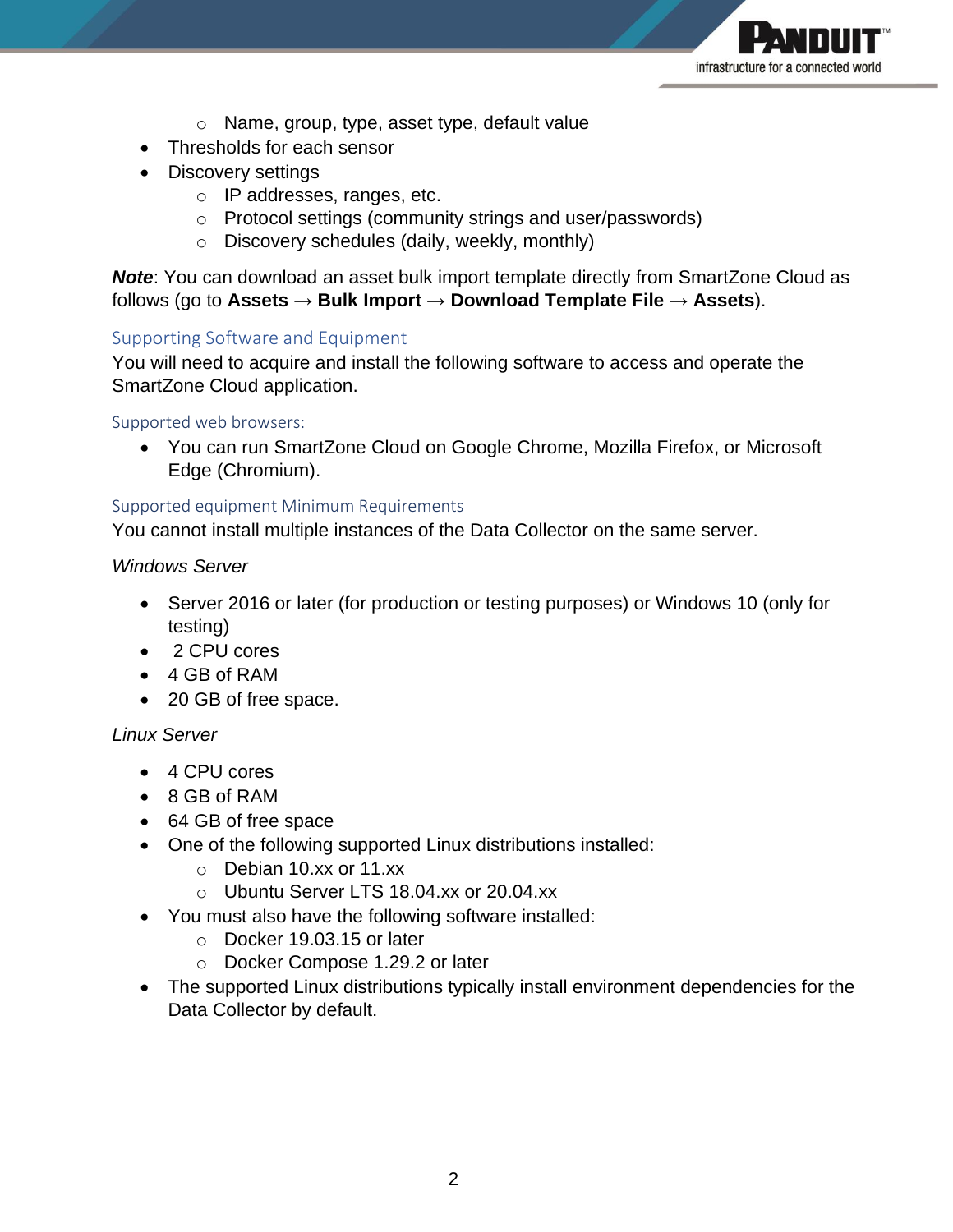- Name, group, type, asset type, default value
- Thresholds for each sensor
- Discovery settings
    - IP addresses, ranges, etc.
    - Protocol settings (community strings and user/passwords)
    - Discovery schedules (daily, weekly, monthly)

***Note***: You can download an asset bulk import template directly from SmartZone Cloud as follows (go to **Assets** → **Bulk Import** → **Download Template File** → **Assets**).

## Supporting Software and Equipment

You will need to acquire and install the following software to access and operate the SmartZone Cloud application.

### Supported web browsers:

- You can run SmartZone Cloud on Google Chrome, Mozilla Firefox, or Microsoft Edge (Chromium).

### Supported equipment Minimum Requirements

You cannot install multiple instances of the Data Collector on the same server.

*Windows Server*

- Server 2016 or later (for production or testing purposes) or Windows 10 (only for testing)
- 2 CPU cores
- 4 GB of RAM
- 20 GB of free space.

*Linux Server*

- 4 CPU cores
- 8 GB of RAM
- 64 GB of free space
- One of the following supported Linux distributions installed:
    - Debian 10.xx or 11.xx
    - Ubuntu Server LTS 18.04.xx or 20.04.xx
- You must also have the following software installed:
    - Docker 19.03.15 or later
    - Docker Compose 1.29.2 or later
- The supported Linux distributions typically install environment dependencies for the Data Collector by default.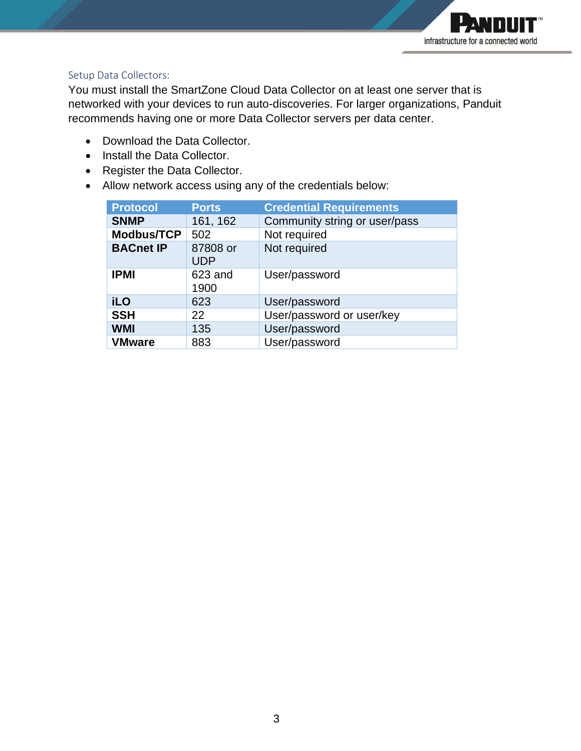## Setup Data Collectors:

You must install the SmartZone Cloud Data Collector on at least one server that is networked with your devices to run auto-discoveries. For larger organizations, Panduit recommends having one or more Data Collector servers per data center.

- Download the Data Collector.
- Install the Data Collector.
- Register the Data Collector.
- Allow network access using any of the credentials below:

| Protocol | Ports | Credential Requirements |
|---|---|---|
| **SNMP** | 161, 162 | Community string or user/pass |
| **Modbus/TCP** | 502 | Not required |
| **BACnet IP** | 87808 or UDP | Not required |
| **IPMI** | 623 and 1900 | User/password |
| **iLO** | 623 | User/password |
| **SSH** | 22 | User/password or user/key |
| **WMI** | 135 | User/password |
| **VMware** | 883 | User/password |